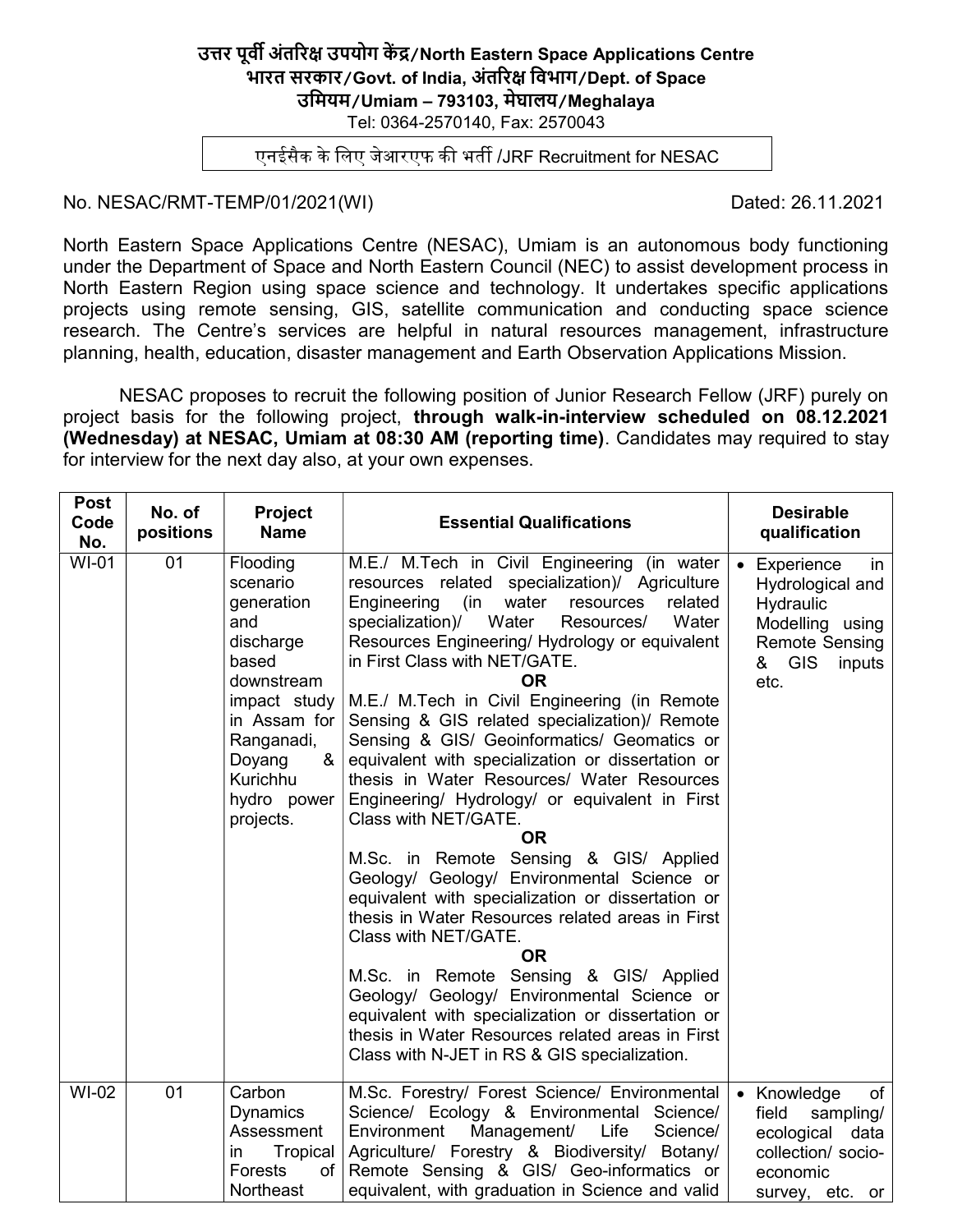# उत्तर पूर्वी अंतरिक्ष उपयोग केंद्र/North Eastern Space Applications Centre

## भारत सरकार/Govt. of India, अंतरिक्ष विभाग/Dept. of Space

## उमियम/Umiam – 793103, मेघालय/Meghalaya

Tel: 0364-2570140, Fax: 2570043

एनईसैक के लिए जेआरएफ की भर्ती /JRF Recruitment for NESAC

No. NESAC/RMT-TEMP/01/2021(WI) Dated: 26.11.2021

North Eastern Space Applications Centre (NESAC), Umiam is an autonomous body functioning under the Department of Space and North Eastern Council (NEC) to assist development process in North Eastern Region using space science and technology. It undertakes specific applications projects using remote sensing, GIS, satellite communication and conducting space science research. The Centre's services are helpful in natural resources management, infrastructure planning, health, education, disaster management and Earth Observation Applications Mission.

NESAC proposes to recruit the following position of Junior Research Fellow (JRF) purely on project basis for the following project, **through walk-in-interview scheduled on 08.12.2021 (Wednesday) at NESAC, Umiam at 08:30 AM (reporting time)**. Candidates may required to stay for interview for the next day also, at your own expenses.

| Post Code No. | No. of positions | Project Name | Essential Qualifications | Desirable qualification |
|---|---|---|---|---|
| WI-01 | 01 | Flooding scenario generation and discharge based downstream impact study in Assam for Ranganadi, Doyang & Kurichhu hydro power projects. | M.E./ M.Tech in Civil Engineering (in water resources related specialization)/ Agriculture Engineering (in water resources related specialization)/ Water Resources/ Water Resources Engineering/ Hydrology or equivalent in First Class with NET/GATE.<br>**OR**<br>M.E./ M.Tech in Civil Engineering (in Remote Sensing & GIS related specialization)/ Remote Sensing & GIS/ Geoinformatics/ Geomatics or equivalent with specialization or dissertation or thesis in Water Resources/ Water Resources Engineering/ Hydrology/ or equivalent in First Class with NET/GATE.<br>**OR**<br>M.Sc. in Remote Sensing & GIS/ Applied Geology/ Geology/ Environmental Science or equivalent with specialization or dissertation or thesis in Water Resources related areas in First Class with NET/GATE.<br>**OR**<br>M.Sc. in Remote Sensing & GIS/ Applied Geology/ Geology/ Environmental Science or equivalent with specialization or dissertation or thesis in Water Resources related areas in First Class with N-JET in RS & GIS specialization. | • Experience in Hydrological and Hydraulic Modelling using Remote Sensing & GIS inputs etc. |
| WI-02 | 01 | Carbon Dynamics Assessment in Tropical Forests of Northeast | M.Sc. Forestry/ Forest Science/ Environmental Science/ Ecology & Environmental Science/ Environment Management/ Life Science/ Agriculture/ Forestry & Biodiversity/ Botany/ Remote Sensing & GIS/ Geo-informatics or equivalent, with graduation in Science and valid | • Knowledge of field sampling/ ecological data collection/ socio-economic survey, etc. or |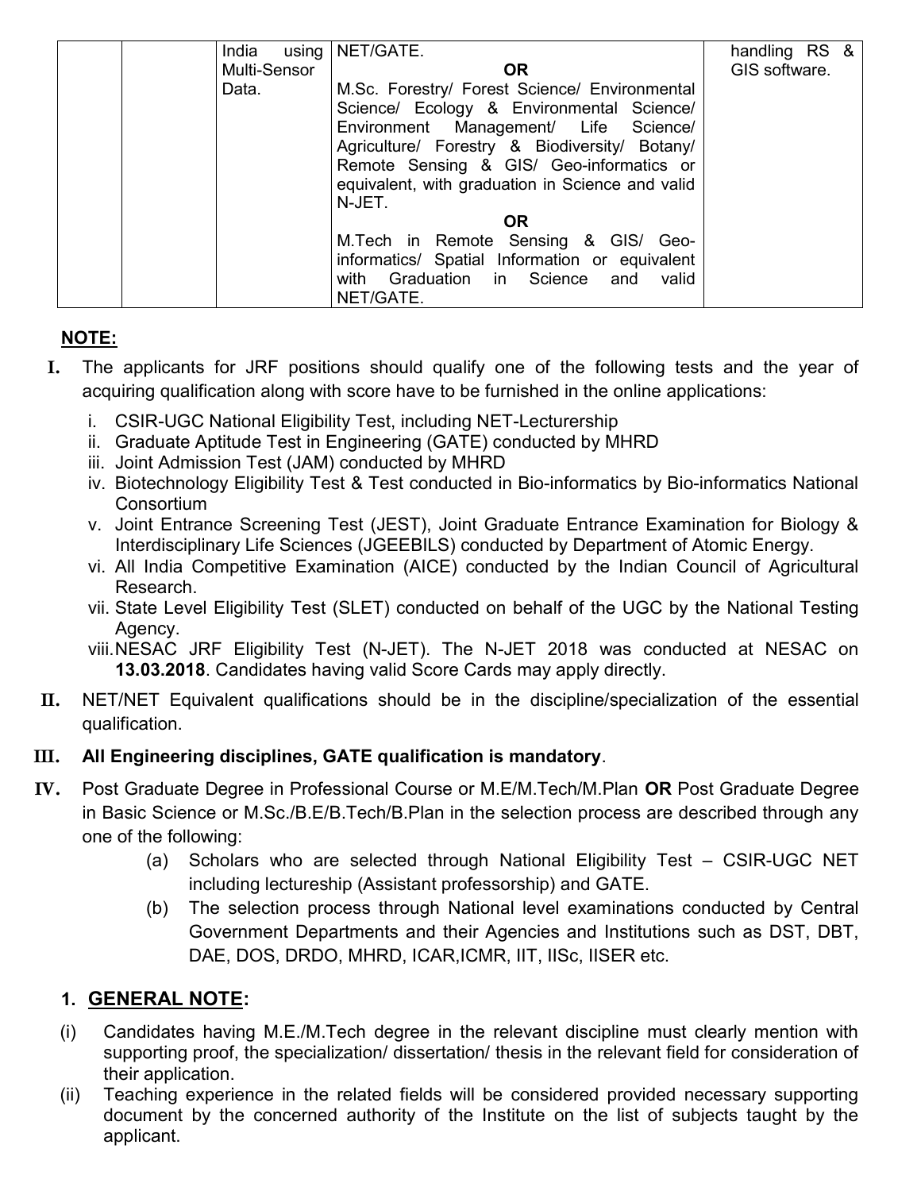|  |  | India using Multi-Sensor Data. | NET/GATE.<br>**OR**<br>M.Sc. Forestry/ Forest Science/ Environmental Science/ Ecology & Environmental Science/ Environment Management/ Life Science/ Agriculture/ Forestry & Biodiversity/ Botany/ Remote Sensing & GIS/ Geo-informatics or equivalent, with graduation in Science and valid N-JET.<br>**OR**<br>M.Tech in Remote Sensing & GIS/ Geo-informatics/ Spatial Information or equivalent with Graduation in Science and valid NET/GATE. | handling RS & GIS software. |
|---|---|---|---|---|

**NOTE:**

**I.** The applicants for JRF positions should qualify one of the following tests and the year of acquiring qualification along with score have to be furnished in the online applications:

i. CSIR-UGC National Eligibility Test, including NET-Lecturership
ii. Graduate Aptitude Test in Engineering (GATE) conducted by MHRD
iii. Joint Admission Test (JAM) conducted by MHRD
iv. Biotechnology Eligibility Test & Test conducted in Bio-informatics by Bio-informatics National Consortium
v. Joint Entrance Screening Test (JEST), Joint Graduate Entrance Examination for Biology & Interdisciplinary Life Sciences (JGEEBILS) conducted by Department of Atomic Energy.
vi. All India Competitive Examination (AICE) conducted by the Indian Council of Agricultural Research.
vii. State Level Eligibility Test (SLET) conducted on behalf of the UGC by the National Testing Agency.
viii. NESAC JRF Eligibility Test (N-JET). The N-JET 2018 was conducted at NESAC on **13.03.2018**. Candidates having valid Score Cards may apply directly.

**II.** NET/NET Equivalent qualifications should be in the discipline/specialization of the essential qualification.

**III. All Engineering disciplines, GATE qualification is mandatory**.

**IV.** Post Graduate Degree in Professional Course or M.E/M.Tech/M.Plan **OR** Post Graduate Degree in Basic Science or M.Sc./B.E/B.Tech/B.Plan in the selection process are described through any one of the following:

(a) Scholars who are selected through National Eligibility Test – CSIR-UGC NET including lectureship (Assistant professorship) and GATE.
(b) The selection process through National level examinations conducted by Central Government Departments and their Agencies and Institutions such as DST, DBT, DAE, DOS, DRDO, MHRD, ICAR,ICMR, IIT, IISc, IISER etc.

## 1. GENERAL NOTE:

(i) Candidates having M.E./M.Tech degree in the relevant discipline must clearly mention with supporting proof, the specialization/ dissertation/ thesis in the relevant field for consideration of their application.

(ii) Teaching experience in the related fields will be considered provided necessary supporting document by the concerned authority of the Institute on the list of subjects taught by the applicant.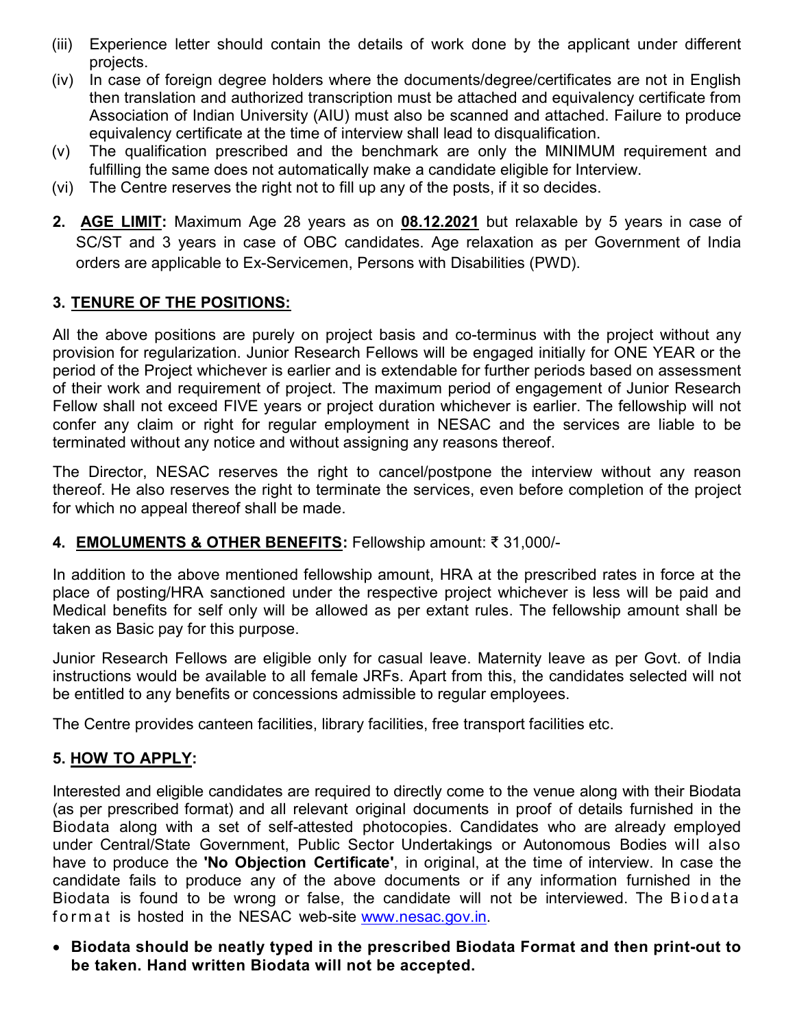(iii) Experience letter should contain the details of work done by the applicant under different projects.

(iv) In case of foreign degree holders where the documents/degree/certificates are not in English then translation and authorized transcription must be attached and equivalency certificate from Association of Indian University (AIU) must also be scanned and attached. Failure to produce equivalency certificate at the time of interview shall lead to disqualification.

(v) The qualification prescribed and the benchmark are only the MINIMUM requirement and fulfilling the same does not automatically make a candidate eligible for Interview.

(vi) The Centre reserves the right not to fill up any of the posts, if it so decides.

**2. AGE LIMIT:** Maximum Age 28 years as on **08.12.2021** but relaxable by 5 years in case of SC/ST and 3 years in case of OBC candidates. Age relaxation as per Government of India orders are applicable to Ex-Servicemen, Persons with Disabilities (PWD).

## 3. TENURE OF THE POSITIONS:

All the above positions are purely on project basis and co-terminus with the project without any provision for regularization. Junior Research Fellows will be engaged initially for ONE YEAR or the period of the Project whichever is earlier and is extendable for further periods based on assessment of their work and requirement of project. The maximum period of engagement of Junior Research Fellow shall not exceed FIVE years or project duration whichever is earlier. The fellowship will not confer any claim or right for regular employment in NESAC and the services are liable to be terminated without any notice and without assigning any reasons thereof.

The Director, NESAC reserves the right to cancel/postpone the interview without any reason thereof. He also reserves the right to terminate the services, even before completion of the project for which no appeal thereof shall be made.

**4. EMOLUMENTS & OTHER BENEFITS:** Fellowship amount: ₹ 31,000/-

In addition to the above mentioned fellowship amount, HRA at the prescribed rates in force at the place of posting/HRA sanctioned under the respective project whichever is less will be paid and Medical benefits for self only will be allowed as per extant rules. The fellowship amount shall be taken as Basic pay for this purpose.

Junior Research Fellows are eligible only for casual leave. Maternity leave as per Govt. of India instructions would be available to all female JRFs. Apart from this, the candidates selected will not be entitled to any benefits or concessions admissible to regular employees.

The Centre provides canteen facilities, library facilities, free transport facilities etc.

## 5. HOW TO APPLY:

Interested and eligible candidates are required to directly come to the venue along with their Biodata (as per prescribed format) and all relevant original documents in proof of details furnished in the Biodata along with a set of self-attested photocopies. Candidates who are already employed under Central/State Government, Public Sector Undertakings or Autonomous Bodies will also have to produce the **'No Objection Certificate'**, in original, at the time of interview. In case the candidate fails to produce any of the above documents or if any information furnished in the Biodata is found to be wrong or false, the candidate will not be interviewed. The Biodata format is hosted in the NESAC web-site www.nesac.gov.in.

- **Biodata should be neatly typed in the prescribed Biodata Format and then print-out to be taken. Hand written Biodata will not be accepted.**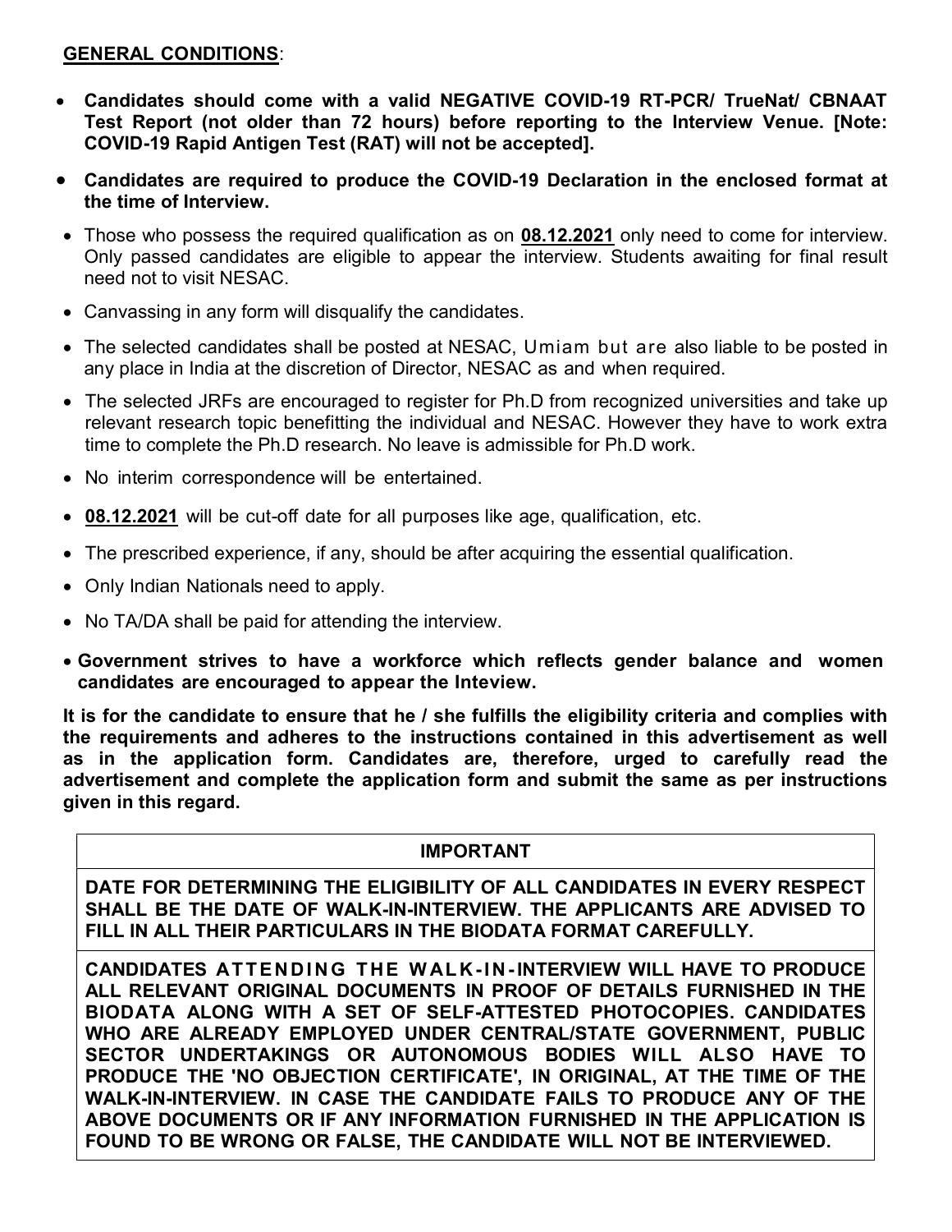**GENERAL CONDITIONS**:

- **Candidates should come with a valid NEGATIVE COVID-19 RT-PCR/ TrueNat/ CBNAAT Test Report (not older than 72 hours) before reporting to the Interview Venue. [Note: COVID-19 Rapid Antigen Test (RAT) will not be accepted].**
- **Candidates are required to produce the COVID-19 Declaration in the enclosed format at the time of Interview.**
- Those who possess the required qualification as on **08.12.2021** only need to come for interview. Only passed candidates are eligible to appear the interview. Students awaiting for final result need not to visit NESAC.
- Canvassing in any form will disqualify the candidates.
- The selected candidates shall be posted at NESAC, Umiam but are also liable to be posted in any place in India at the discretion of Director, NESAC as and when required.
- The selected JRFs are encouraged to register for Ph.D from recognized universities and take up relevant research topic benefitting the individual and NESAC. However they have to work extra time to complete the Ph.D research. No leave is admissible for Ph.D work.
- No interim correspondence will be entertained.
- **08.12.2021** will be cut-off date for all purposes like age, qualification, etc.
- The prescribed experience, if any, should be after acquiring the essential qualification.
- Only Indian Nationals need to apply.
- No TA/DA shall be paid for attending the interview.
- **Government strives to have a workforce which reflects gender balance and women candidates are encouraged to appear the Inteview.**

**It is for the candidate to ensure that he / she fulfills the eligibility criteria and complies with the requirements and adheres to the instructions contained in this advertisement as well as in the application form. Candidates are, therefore, urged to carefully read the advertisement and complete the application form and submit the same as per instructions given in this regard.**

| **IMPORTANT** |
| --- |
| **DATE FOR DETERMINING THE ELIGIBILITY OF ALL CANDIDATES IN EVERY RESPECT SHALL BE THE DATE OF WALK-IN-INTERVIEW. THE APPLICANTS ARE ADVISED TO FILL IN ALL THEIR PARTICULARS IN THE BIODATA FORMAT CAREFULLY.** |
| **CANDIDATES ATTENDING THE WALK-IN-INTERVIEW WILL HAVE TO PRODUCE ALL RELEVANT ORIGINAL DOCUMENTS IN PROOF OF DETAILS FURNISHED IN THE BIODATA ALONG WITH A SET OF SELF-ATTESTED PHOTOCOPIES. CANDIDATES WHO ARE ALREADY EMPLOYED UNDER CENTRAL/STATE GOVERNMENT, PUBLIC SECTOR UNDERTAKINGS OR AUTONOMOUS BODIES WILL ALSO HAVE TO PRODUCE THE 'NO OBJECTION CERTIFICATE', IN ORIGINAL, AT THE TIME OF THE WALK-IN-INTERVIEW. IN CASE THE CANDIDATE FAILS TO PRODUCE ANY OF THE ABOVE DOCUMENTS OR IF ANY INFORMATION FURNISHED IN THE APPLICATION IS FOUND TO BE WRONG OR FALSE, THE CANDIDATE WILL NOT BE INTERVIEWED.** |